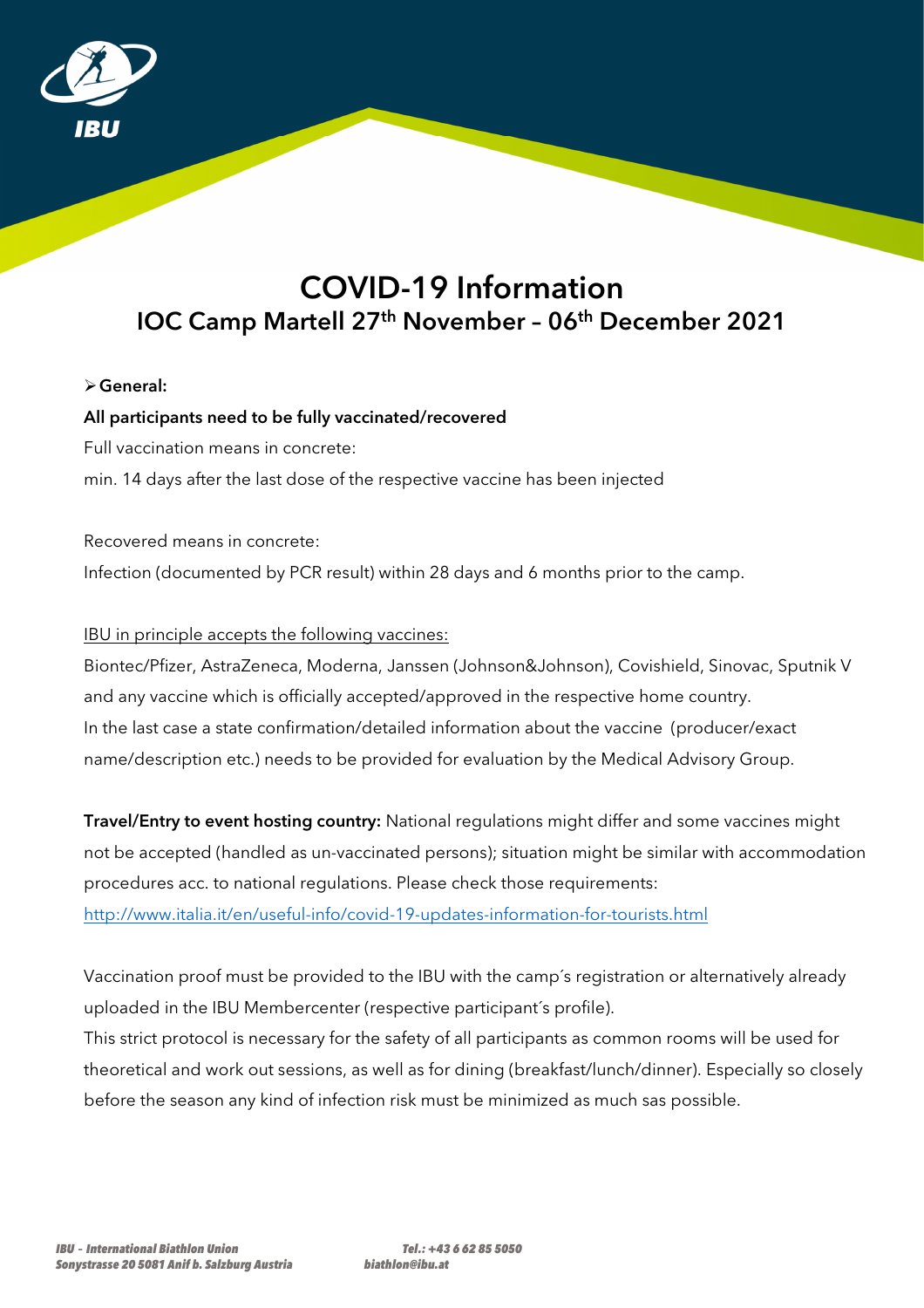# COVID-19 Information

## IOC Camp Martell 27th November – 06th December 2021

- **General:**

**All participants need to be fully vaccinated/recovered**

Full vaccination means in concrete:

min. 14 days after the last dose of the respective vaccine has been injected

Recovered means in concrete:

Infection (documented by PCR result) within 28 days and 6 months prior to the camp.

IBU in principle accepts the following vaccines:

Biontec/Pfizer, AstraZeneca, Moderna, Janssen (Johnson&Johnson), Covishield, Sinovac, Sputnik V and any vaccine which is officially accepted/approved in the respective home country.

In the last case a state confirmation/detailed information about the vaccine (producer/exact name/description etc.) needs to be provided for evaluation by the Medical Advisory Group.

**Travel/Entry to event hosting country:** National regulations might differ and some vaccines might not be accepted (handled as un-vaccinated persons); situation might be similar with accommodation procedures acc. to national regulations. Please check those requirements:
http://www.italia.it/en/useful-info/covid-19-updates-information-for-tourists.html

Vaccination proof must be provided to the IBU with the camp´s registration or alternatively already uploaded in the IBU Membercenter (respective participant´s profile).

This strict protocol is necessary for the safety of all participants as common rooms will be used for theoretical and work out sessions, as well as for dining (breakfast/lunch/dinner). Especially so closely before the season any kind of infection risk must be minimized as much sas possible.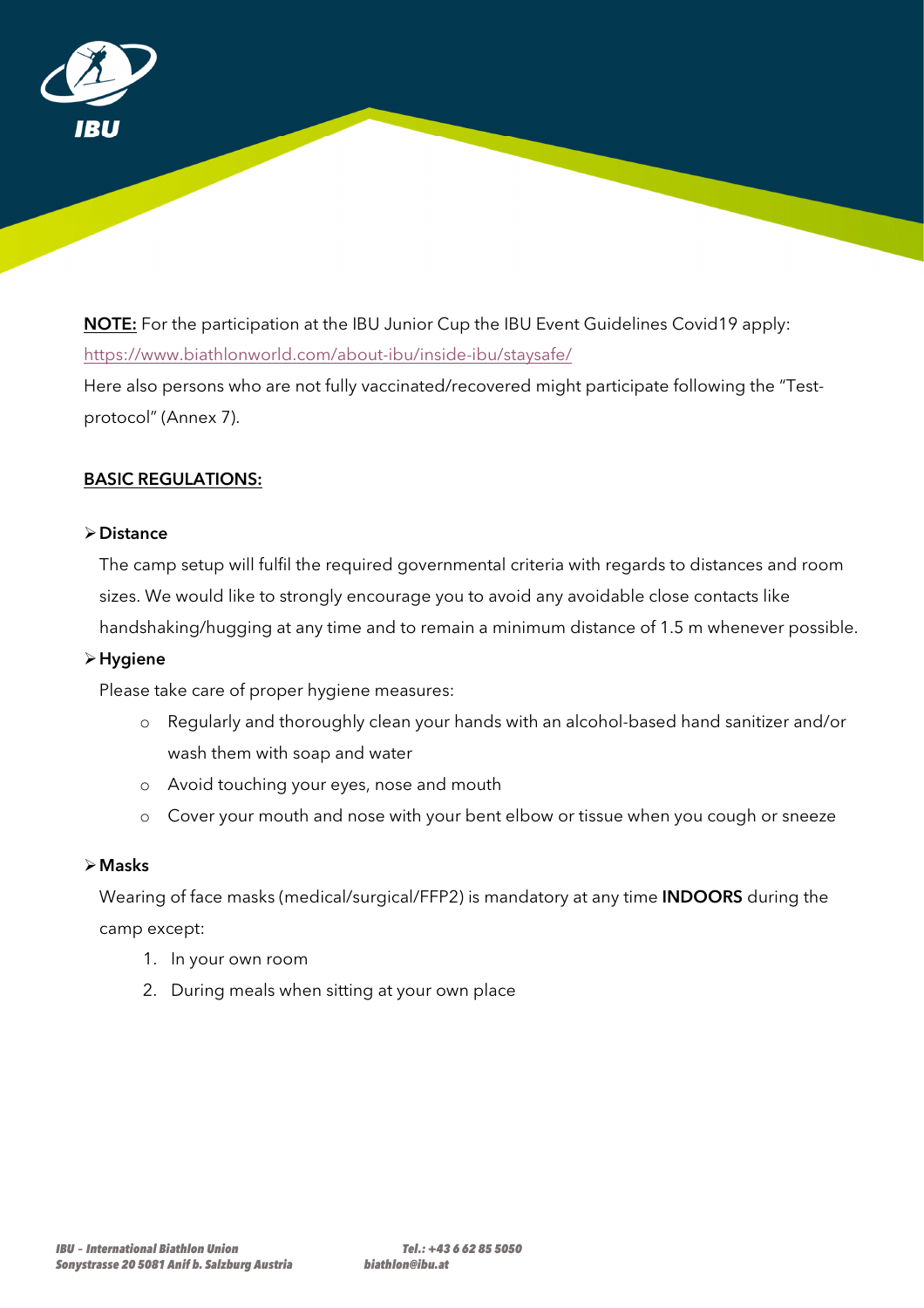**NOTE:** For the participation at the IBU Junior Cup the IBU Event Guidelines Covid19 apply: [https://www.biathlonworld.com/about-ibu/inside-ibu/staysafe/](https://www.biathlonworld.com/about-ibu/inside-ibu/staysafe/)
Here also persons who are not fully vaccinated/recovered might participate following the "Test-protocol" (Annex 7).

## BASIC REGULATIONS:

- **Distance**

  The camp setup will fulfil the required governmental criteria with regards to distances and room sizes. We would like to strongly encourage you to avoid any avoidable close contacts like handshaking/hugging at any time and to remain a minimum distance of 1.5 m whenever possible.

- **Hygiene**

  Please take care of proper hygiene measures:

  - Regularly and thoroughly clean your hands with an alcohol-based hand sanitizer and/or wash them with soap and water
  - Avoid touching your eyes, nose and mouth
  - Cover your mouth and nose with your bent elbow or tissue when you cough or sneeze

- **Masks**

  Wearing of face masks (medical/surgical/FFP2) is mandatory at any time **INDOORS** during the camp except:

  1. In your own room
  2. During meals when sitting at your own place